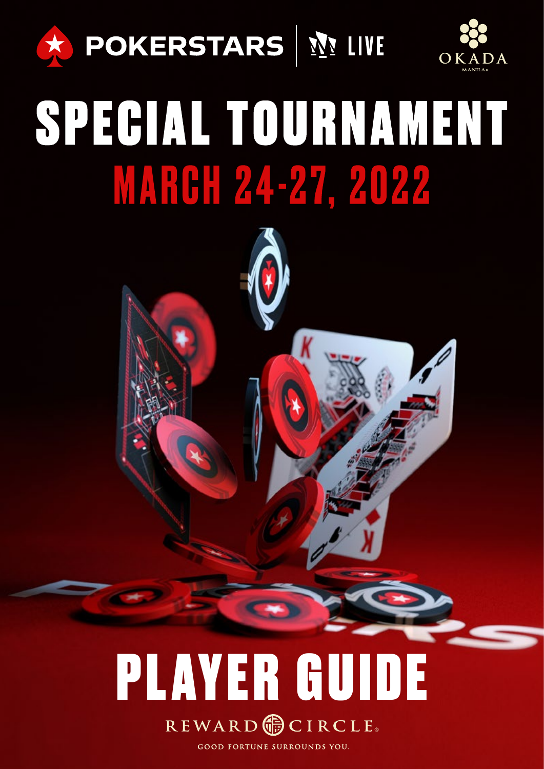POKERSTARS | LIVE

OKADA MANILA

# SPECIAL TOURNAMENT

## MARCH 24-27, 2022

# PLAYER GUIDE

REWARD CIRCLE

GOOD FORTUNE SURROUNDS YOU.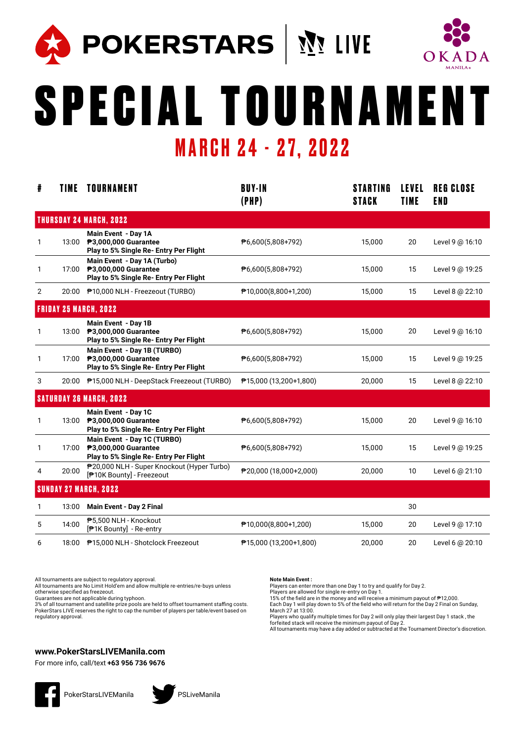POKERSTARS | LIVE

OKADA MANILA

# SPECIAL TOURNAMENT

## MARCH 24 - 27, 2022

| # | TIME | TOURNAMENT | BUY-IN (PHP) | STARTING STACK | LEVEL TIME | REG CLOSE END |
|---|---|---|---|---|---|---|
| **THURSDAY 24 MARCH, 2022** | | | | | | |
| 1 | 13:00 | **Main Event - Day 1A ₱3,000,000 Guarantee Play to 5% Single Re- Entry Per Flight** | ₱6,600(5,808+792) | 15,000 | 20 | Level 9 @ 16:10 |
| 1 | 17:00 | **Main Event - Day 1A (Turbo) ₱3,000,000 Guarantee Play to 5% Single Re- Entry Per Flight** | ₱6,600(5,808+792) | 15,000 | 15 | Level 9 @ 19:25 |
| 2 | 20:00 | ₱10,000 NLH - Freezeout (TURBO) | ₱10,000(8,800+1,200) | 15,000 | 15 | Level 8 @ 22:10 |
| **FRIDAY 25 MARCH, 2022** | | | | | | |
| 1 | 13:00 | **Main Event - Day 1B ₱3,000,000 Guarantee Play to 5% Single Re- Entry Per Flight** | ₱6,600(5,808+792) | 15,000 | 20 | Level 9 @ 16:10 |
| 1 | 17:00 | **Main Event - Day 1B (TURBO) ₱3,000,000 Guarantee Play to 5% Single Re- Entry Per Flight** | ₱6,600(5,808+792) | 15,000 | 15 | Level 9 @ 19:25 |
| 3 | 20:00 | ₱15,000 NLH - DeepStack Freezeout (TURBO) | ₱15,000 (13,200+1,800) | 20,000 | 15 | Level 8 @ 22:10 |
| **SATURDAY 26 MARCH, 2022** | | | | | | |
| 1 | 13:00 | **Main Event - Day 1C ₱3,000,000 Guarantee Play to 5% Single Re- Entry Per Flight** | ₱6,600(5,808+792) | 15,000 | 20 | Level 9 @ 16:10 |
| 1 | 17:00 | **Main Event - Day 1C (TURBO) ₱3,000,000 Guarantee Play to 5% Single Re- Entry Per Flight** | ₱6,600(5,808+792) | 15,000 | 15 | Level 9 @ 19:25 |
| 4 | 20:00 | ₱20,000 NLH - Super Knockout (Hyper Turbo) [₱10K Bounty] - Freezeout | ₱20,000 (18,000+2,000) | 20,000 | 10 | Level 6 @ 21:10 |
| **SUNDAY 27 MARCH, 2022** | | | | | | |
| 1 | 13:00 | **Main Event - Day 2 Final** | | | 30 | |
| 5 | 14:00 | ₱5,500 NLH - Knockout [₱1K Bounty] - Re-entry | ₱10,000(8,800+1,200) | 15,000 | 20 | Level 9 @ 17:10 |
| 6 | 18:00 | ₱15,000 NLH - Shotclock Freezeout | ₱15,000 (13,200+1,800) | 20,000 | 20 | Level 6 @ 20:10 |

All tournaments are subject to regulatory approval.
All tournaments are No Limit Hold'em and allow multiple re-entries/re-buys unless otherwise specified as freezeout.
Guarantees are not applicable during typhoon.
3% of all tournament and satellite prize pools are held to offset tournament staffing costs.
PokerStars LIVE reserves the right to cap the number of players per table/event based on regulatory approval.

**Note Main Event :**
Players can enter more than one Day 1 to try and qualify for Day 2.
Players are allowed for single re-entry on Day 1.
15% of the field are in the money and will receive a minimum payout of ₱12,000.
Each Day 1 will play down to 5% of the field who will return for the Day 2 Final on Sunday, March 27 at 13:00.
Players who qualify multiple times for Day 2 will only play their largest Day 1 stack , the forfeited stack will receive the minimum payout of Day 2.
All tournaments may have a day added or subtracted at the Tournament Director's discretion.

**www.PokerStarsLIVEManila.com**
For more info, call/text **+63 956 736 9676**

PokerStarsLIVEManila

PSLiveManila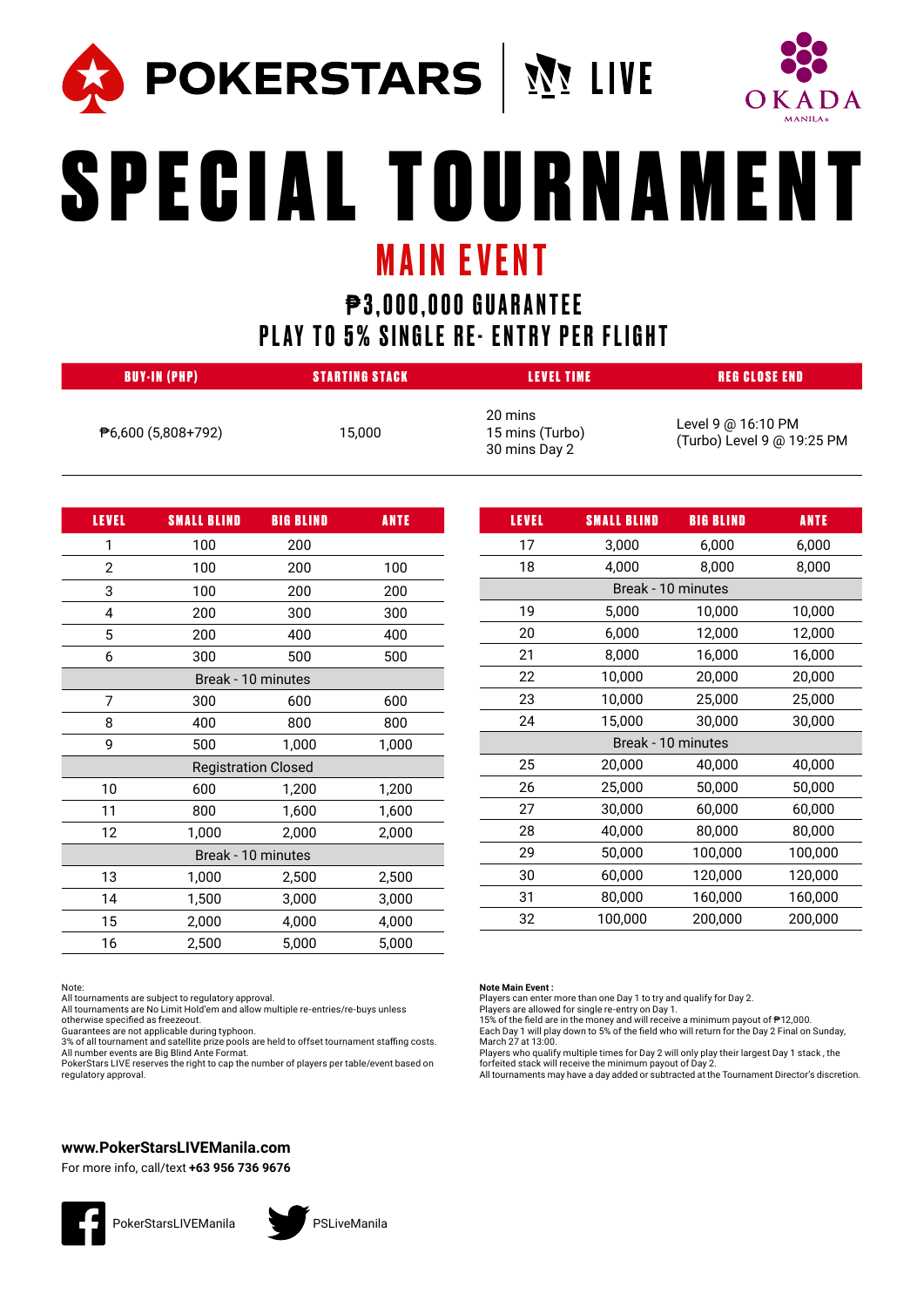POKERSTARS | LIVE

OKADA MANILA

# SPECIAL TOURNAMENT

## MAIN EVENT

### ₱3,000,000 GUARANTEE
### PLAY TO 5% SINGLE RE- ENTRY PER FLIGHT

| BUY-IN (PHP) | STARTING STACK | LEVEL TIME | REG CLOSE END |
|---|---|---|---|
| ₱6,600 (5,808+792) | 15,000 | 20 mins<br>15 mins (Turbo)<br>30 mins Day 2 | Level 9 @ 16:10 PM<br>(Turbo) Level 9 @ 19:25 PM |

| LEVEL | SMALL BLIND | BIG BLIND | ANTE |
|---|---|---|---|
| 1 | 100 | 200 | |
| 2 | 100 | 200 | 100 |
| 3 | 100 | 200 | 200 |
| 4 | 200 | 300 | 300 |
| 5 | 200 | 400 | 400 |
| 6 | 300 | 500 | 500 |
| Break - 10 minutes | | | |
| 7 | 300 | 600 | 600 |
| 8 | 400 | 800 | 800 |
| 9 | 500 | 1,000 | 1,000 |
| Registration Closed | | | |
| 10 | 600 | 1,200 | 1,200 |
| 11 | 800 | 1,600 | 1,600 |
| 12 | 1,000 | 2,000 | 2,000 |
| Break - 10 minutes | | | |
| 13 | 1,000 | 2,500 | 2,500 |
| 14 | 1,500 | 3,000 | 3,000 |
| 15 | 2,000 | 4,000 | 4,000 |
| 16 | 2,500 | 5,000 | 5,000 |
| 17 | 3,000 | 6,000 | 6,000 |
| 18 | 4,000 | 8,000 | 8,000 |
| Break - 10 minutes | | | |
| 19 | 5,000 | 10,000 | 10,000 |
| 20 | 6,000 | 12,000 | 12,000 |
| 21 | 8,000 | 16,000 | 16,000 |
| 22 | 10,000 | 20,000 | 20,000 |
| 23 | 10,000 | 25,000 | 25,000 |
| 24 | 15,000 | 30,000 | 30,000 |
| Break - 10 minutes | | | |
| 25 | 20,000 | 40,000 | 40,000 |
| 26 | 25,000 | 50,000 | 50,000 |
| 27 | 30,000 | 60,000 | 60,000 |
| 28 | 40,000 | 80,000 | 80,000 |
| 29 | 50,000 | 100,000 | 100,000 |
| 30 | 60,000 | 120,000 | 120,000 |
| 31 | 80,000 | 160,000 | 160,000 |
| 32 | 100,000 | 200,000 | 200,000 |

Note:
All tournaments are subject to regulatory approval.
All tournaments are No Limit Hold'em and allow multiple re-entries/re-buys unless otherwise specified as freezeout.
Guarantees are not applicable during typhoon.
3% of all tournament and satellite prize pools are held to offset tournament staffing costs.
All number events are Big Blind Ante Format.
PokerStars LIVE reserves the right to cap the number of players per table/event based on regulatory approval.

**Note Main Event :**
Players can enter more than one Day 1 to try and qualify for Day 2.
Players are allowed for single re-entry on Day 1.
15% of the field are in the money and will receive a minimum payout of ₱12,000.
Each Day 1 will play down to 5% of the field who will return for the Day 2 Final on Sunday, March 27 at 13:00.
Players who qualify multiple times for Day 2 will only play their largest Day 1 stack , the forfeited stack will receive the minimum payout of Day 2.
All tournaments may have a day added or subtracted at the Tournament Director's discretion.

**www.PokerStarsLIVEManila.com**
For more info, call/text **+63 956 736 9676**

PokerStarsLIVEManila

PSLiveManila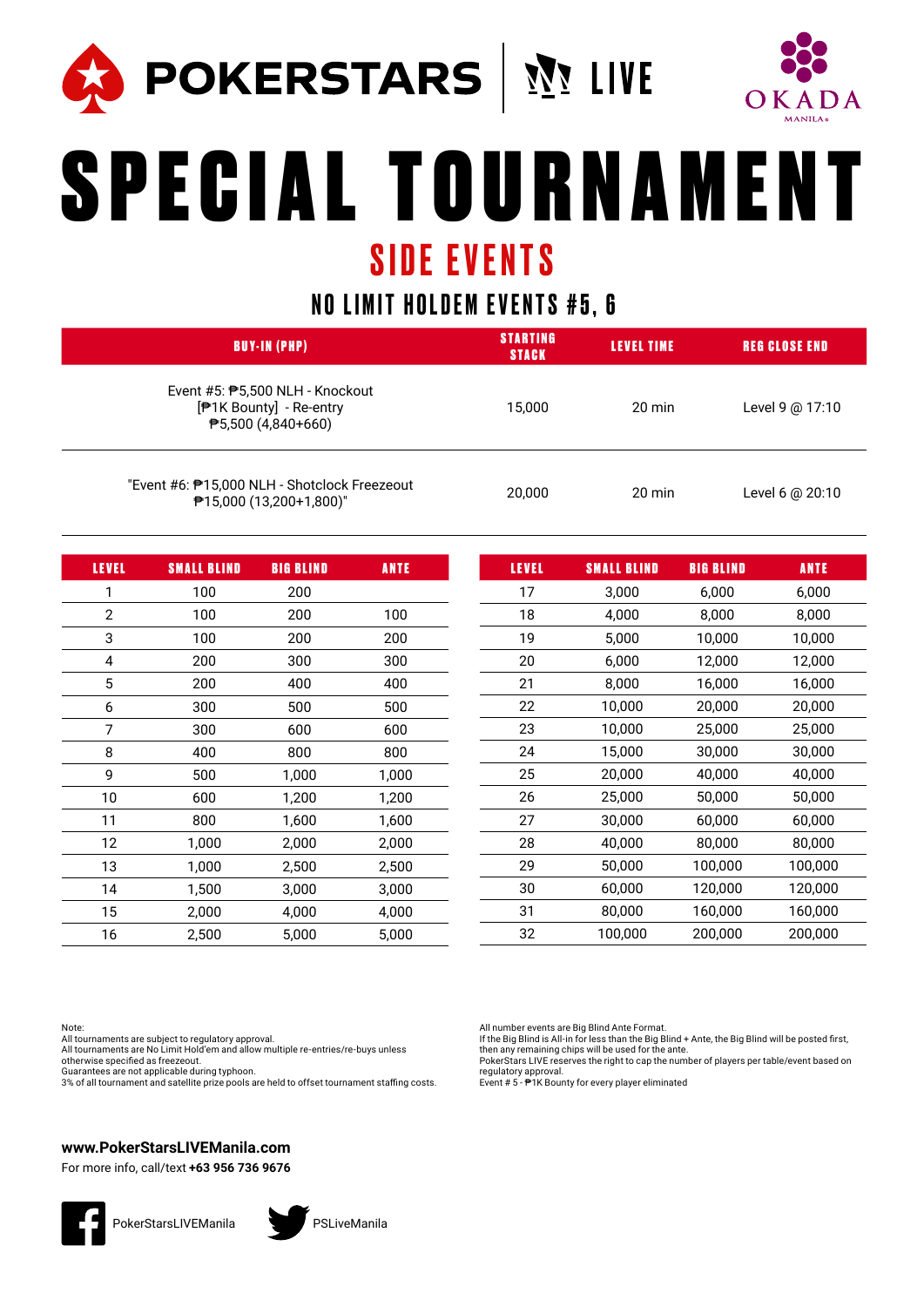POKERSTARS | LIVE

OKADA MANILA

# SPECIAL TOURNAMENT

## SIDE EVENTS

### NO LIMIT HOLDEM EVENTS #5, 6

| BUY-IN (PHP) | STARTING STACK | LEVEL TIME | REG CLOSE END |
|---|---|---|---|
| Event #5: ₱5,500 NLH - Knockout [₱1K Bounty] - Re-entry ₱5,500 (4,840+660) | 15,000 | 20 min | Level 9 @ 17:10 |
| "Event #6: ₱15,000 NLH - Shotclock Freezeout ₱15,000 (13,200+1,800)" | 20,000 | 20 min | Level 6 @ 20:10 |

| LEVEL | SMALL BLIND | BIG BLIND | ANTE |
|---|---|---|---|
| 1 | 100 | 200 | |
| 2 | 100 | 200 | 100 |
| 3 | 100 | 200 | 200 |
| 4 | 200 | 300 | 300 |
| 5 | 200 | 400 | 400 |
| 6 | 300 | 500 | 500 |
| 7 | 300 | 600 | 600 |
| 8 | 400 | 800 | 800 |
| 9 | 500 | 1,000 | 1,000 |
| 10 | 600 | 1,200 | 1,200 |
| 11 | 800 | 1,600 | 1,600 |
| 12 | 1,000 | 2,000 | 2,000 |
| 13 | 1,000 | 2,500 | 2,500 |
| 14 | 1,500 | 3,000 | 3,000 |
| 15 | 2,000 | 4,000 | 4,000 |
| 16 | 2,500 | 5,000 | 5,000 |
| 17 | 3,000 | 6,000 | 6,000 |
| 18 | 4,000 | 8,000 | 8,000 |
| 19 | 5,000 | 10,000 | 10,000 |
| 20 | 6,000 | 12,000 | 12,000 |
| 21 | 8,000 | 16,000 | 16,000 |
| 22 | 10,000 | 20,000 | 20,000 |
| 23 | 10,000 | 25,000 | 25,000 |
| 24 | 15,000 | 30,000 | 30,000 |
| 25 | 20,000 | 40,000 | 40,000 |
| 26 | 25,000 | 50,000 | 50,000 |
| 27 | 30,000 | 60,000 | 60,000 |
| 28 | 40,000 | 80,000 | 80,000 |
| 29 | 50,000 | 100,000 | 100,000 |
| 30 | 60,000 | 120,000 | 120,000 |
| 31 | 80,000 | 160,000 | 160,000 |
| 32 | 100,000 | 200,000 | 200,000 |

Note:
All tournaments are subject to regulatory approval.
All tournaments are No Limit Hold'em and allow multiple re-entries/re-buys unless otherwise specified as freezeout.
Guarantees are not applicable during typhoon.
3% of all tournament and satellite prize pools are held to offset tournament staffing costs.

All number events are Big Blind Ante Format.
If the Big Blind is All-in for less than the Big Blind + Ante, the Big Blind will be posted first, then any remaining chips will be used for the ante.
PokerStars LIVE reserves the right to cap the number of players per table/event based on regulatory approval.
Event # 5 - ₱1K Bounty for every player eliminated

**www.PokerStarsLIVEManila.com**
For more info, call/text **+63 956 736 9676**

PokerStarsLIVEManila

PSLiveManila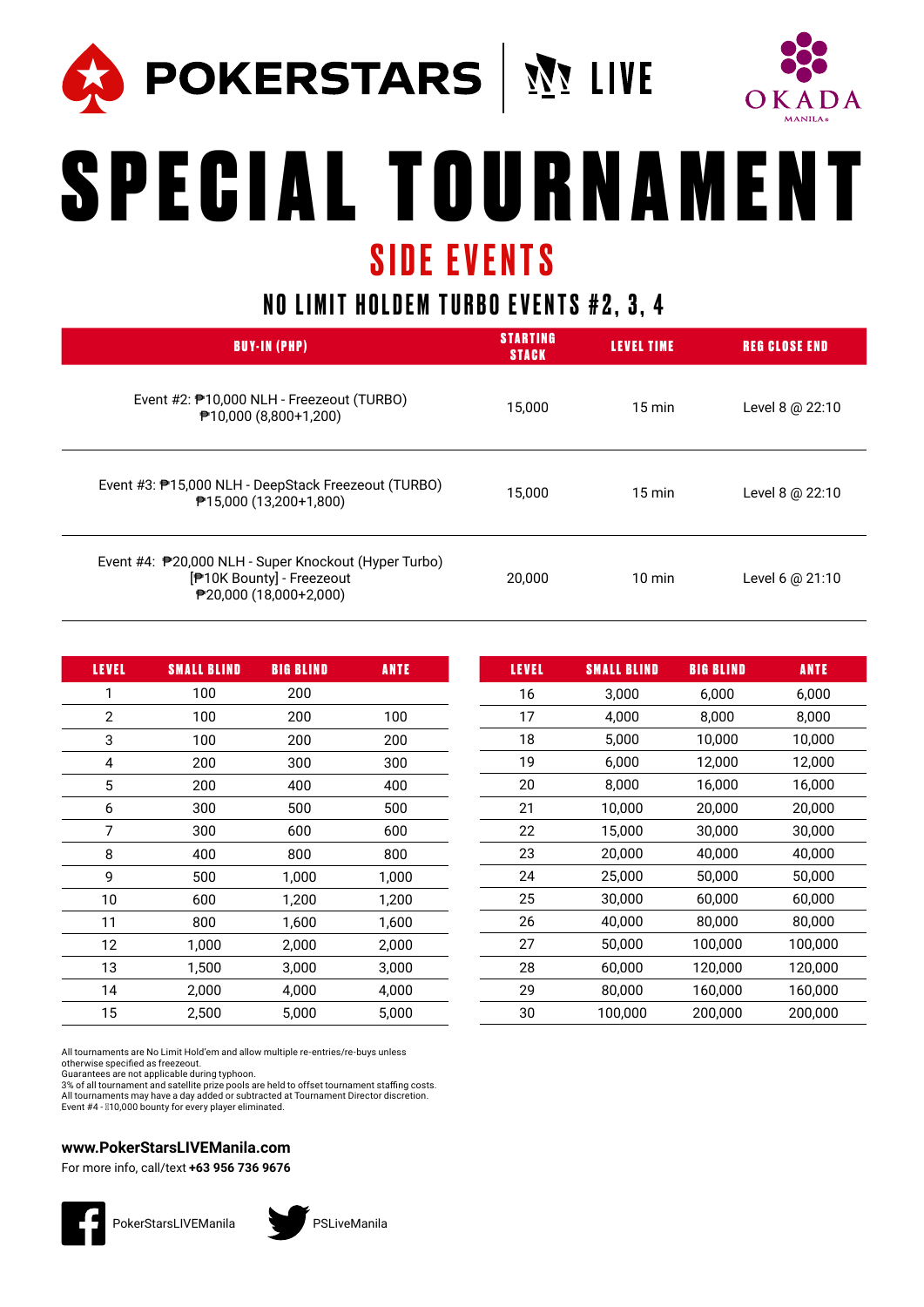POKERSTARS | LIVE

OKADA MANILA

# SPECIAL TOURNAMENT

## SIDE EVENTS

### NO LIMIT HOLDEM TURBO EVENTS #2, 3, 4

| BUY-IN (PHP) | STARTING STACK | LEVEL TIME | REG CLOSE END |
|---|---|---|---|
| Event #2: ₱10,000 NLH - Freezeout (TURBO) ₱10,000 (8,800+1,200) | 15,000 | 15 min | Level 8 @ 22:10 |
| Event #3: ₱15,000 NLH - DeepStack Freezeout (TURBO) ₱15,000 (13,200+1,800) | 15,000 | 15 min | Level 8 @ 22:10 |
| Event #4: ₱20,000 NLH - Super Knockout (Hyper Turbo) [₱10K Bounty] - Freezeout ₱20,000 (18,000+2,000) | 20,000 | 10 min | Level 6 @ 21:10 |

| LEVEL | SMALL BLIND | BIG BLIND | ANTE |
|---|---|---|---|
| 1 | 100 | 200 | |
| 2 | 100 | 200 | 100 |
| 3 | 100 | 200 | 200 |
| 4 | 200 | 300 | 300 |
| 5 | 200 | 400 | 400 |
| 6 | 300 | 500 | 500 |
| 7 | 300 | 600 | 600 |
| 8 | 400 | 800 | 800 |
| 9 | 500 | 1,000 | 1,000 |
| 10 | 600 | 1,200 | 1,200 |
| 11 | 800 | 1,600 | 1,600 |
| 12 | 1,000 | 2,000 | 2,000 |
| 13 | 1,500 | 3,000 | 3,000 |
| 14 | 2,000 | 4,000 | 4,000 |
| 15 | 2,500 | 5,000 | 5,000 |
| 16 | 3,000 | 6,000 | 6,000 |
| 17 | 4,000 | 8,000 | 8,000 |
| 18 | 5,000 | 10,000 | 10,000 |
| 19 | 6,000 | 12,000 | 12,000 |
| 20 | 8,000 | 16,000 | 16,000 |
| 21 | 10,000 | 20,000 | 20,000 |
| 22 | 15,000 | 30,000 | 30,000 |
| 23 | 20,000 | 40,000 | 40,000 |
| 24 | 25,000 | 50,000 | 50,000 |
| 25 | 30,000 | 60,000 | 60,000 |
| 26 | 40,000 | 80,000 | 80,000 |
| 27 | 50,000 | 100,000 | 100,000 |
| 28 | 60,000 | 120,000 | 120,000 |
| 29 | 80,000 | 160,000 | 160,000 |
| 30 | 100,000 | 200,000 | 200,000 |

All tournaments are No Limit Hold'em and allow multiple re-entries/re-buys unless otherwise specified as freezeout.
Guarantees are not applicable during typhoon.
3% of all tournament and satellite prize pools are held to offset tournament staffing costs.
All tournaments may have a day added or subtracted at Tournament Director discretion.
Event #4 - ₱10,000 bounty for every player eliminated.

**www.PokerStarsLIVEManila.com**
For more info, call/text **+63 956 736 9676**

PokerStarsLIVEManila

PSLiveManila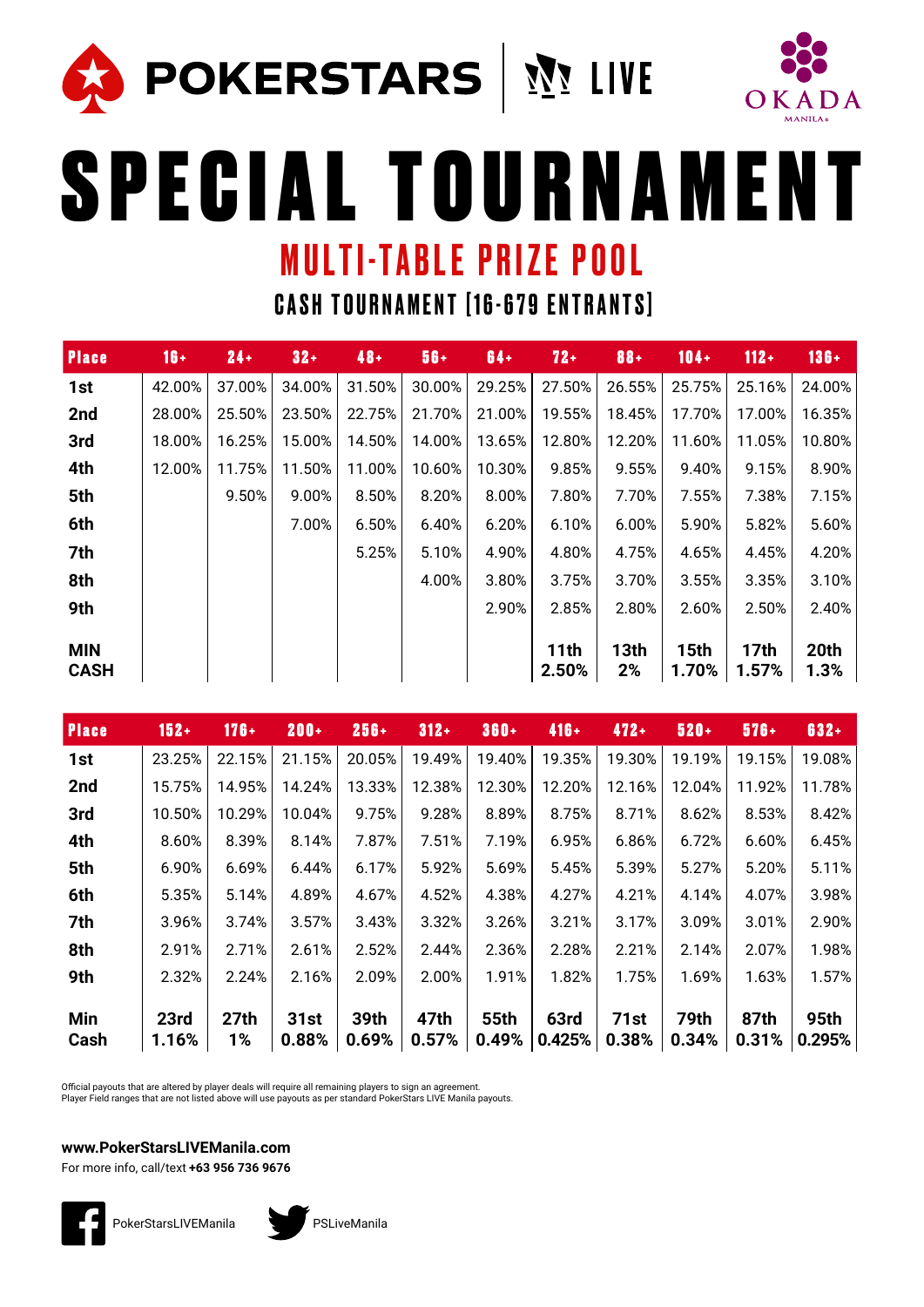POKERSTARS | LIVE

OKADA MANILA

# SPECIAL TOURNAMENT

## MULTI-TABLE PRIZE POOL

### CASH TOURNAMENT [16-679 ENTRANTS]

| Place | 16+ | 24+ | 32+ | 48+ | 56+ | 64+ | 72+ | 88+ | 104+ | 112+ | 136+ |
|---|---|---|---|---|---|---|---|---|---|---|---|
| 1st | 42.00% | 37.00% | 34.00% | 31.50% | 30.00% | 29.25% | 27.50% | 26.55% | 25.75% | 25.16% | 24.00% |
| 2nd | 28.00% | 25.50% | 23.50% | 22.75% | 21.70% | 21.00% | 19.55% | 18.45% | 17.70% | 17.00% | 16.35% |
| 3rd | 18.00% | 16.25% | 15.00% | 14.50% | 14.00% | 13.65% | 12.80% | 12.20% | 11.60% | 11.05% | 10.80% |
| 4th | 12.00% | 11.75% | 11.50% | 11.00% | 10.60% | 10.30% | 9.85% | 9.55% | 9.40% | 9.15% | 8.90% |
| 5th | | 9.50% | 9.00% | 8.50% | 8.20% | 8.00% | 7.80% | 7.70% | 7.55% | 7.38% | 7.15% |
| 6th | | | 7.00% | 6.50% | 6.40% | 6.20% | 6.10% | 6.00% | 5.90% | 5.82% | 5.60% |
| 7th | | | | 5.25% | 5.10% | 4.90% | 4.80% | 4.75% | 4.65% | 4.45% | 4.20% |
| 8th | | | | | 4.00% | 3.80% | 3.75% | 3.70% | 3.55% | 3.35% | 3.10% |
| 9th | | | | | | 2.90% | 2.85% | 2.80% | 2.60% | 2.50% | 2.40% |
| MIN CASH | | | | | | | 11th 2.50% | 13th 2% | 15th 1.70% | 17th 1.57% | 20th 1.3% |

| Place | 152+ | 176+ | 200+ | 256+ | 312+ | 360+ | 416+ | 472+ | 520+ | 576+ | 632+ |
|---|---|---|---|---|---|---|---|---|---|---|---|
| 1st | 23.25% | 22.15% | 21.15% | 20.05% | 19.49% | 19.40% | 19.35% | 19.30% | 19.19% | 19.15% | 19.08% |
| 2nd | 15.75% | 14.95% | 14.24% | 13.33% | 12.38% | 12.30% | 12.20% | 12.16% | 12.04% | 11.92% | 11.78% |
| 3rd | 10.50% | 10.29% | 10.04% | 9.75% | 9.28% | 8.89% | 8.75% | 8.71% | 8.62% | 8.53% | 8.42% |
| 4th | 8.60% | 8.39% | 8.14% | 7.87% | 7.51% | 7.19% | 6.95% | 6.86% | 6.72% | 6.60% | 6.45% |
| 5th | 6.90% | 6.69% | 6.44% | 6.17% | 5.92% | 5.69% | 5.45% | 5.39% | 5.27% | 5.20% | 5.11% |
| 6th | 5.35% | 5.14% | 4.89% | 4.67% | 4.52% | 4.38% | 4.27% | 4.21% | 4.14% | 4.07% | 3.98% |
| 7th | 3.96% | 3.74% | 3.57% | 3.43% | 3.32% | 3.26% | 3.21% | 3.17% | 3.09% | 3.01% | 2.90% |
| 8th | 2.91% | 2.71% | 2.61% | 2.52% | 2.44% | 2.36% | 2.28% | 2.21% | 2.14% | 2.07% | 1.98% |
| 9th | 2.32% | 2.24% | 2.16% | 2.09% | 2.00% | 1.91% | 1.82% | 1.75% | 1.69% | 1.63% | 1.57% |
| Min Cash | 23rd 1.16% | 27th 1% | 31st 0.88% | 39th 0.69% | 47th 0.57% | 55th 0.49% | 63rd 0.425% | 71st 0.38% | 79th 0.34% | 87th 0.31% | 95th 0.295% |

Official payouts that are altered by player deals will require all remaining players to sign an agreement.
Player Field ranges that are not listed above will use payouts as per standard PokerStars LIVE Manila payouts.

**www.PokerStarsLIVEManila.com**
For more info, call/text **+63 956 736 9676**

PokerStarsLIVEManila

PSLiveManila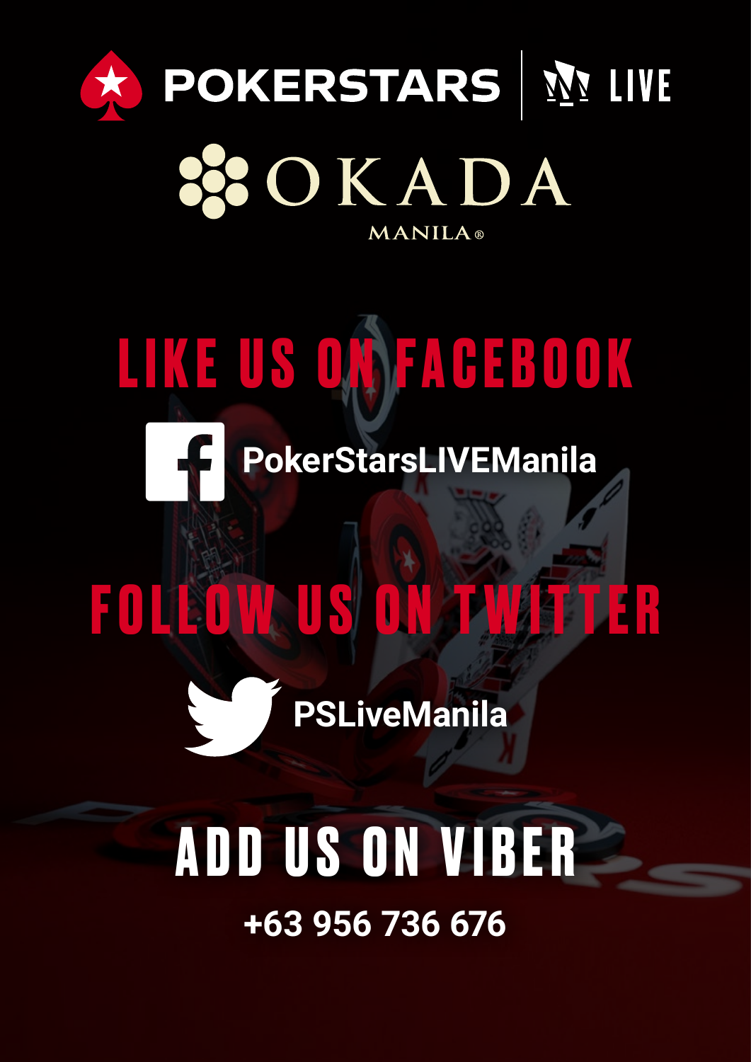POKERSTARS | LIVE

OKADA MANILA®

# LIKE US ON FACEBOOK

PokerStarsLIVEManila

# FOLLOW US ON TWITTER

PSLiveManila

# ADD US ON VIBER

+63 956 736 676